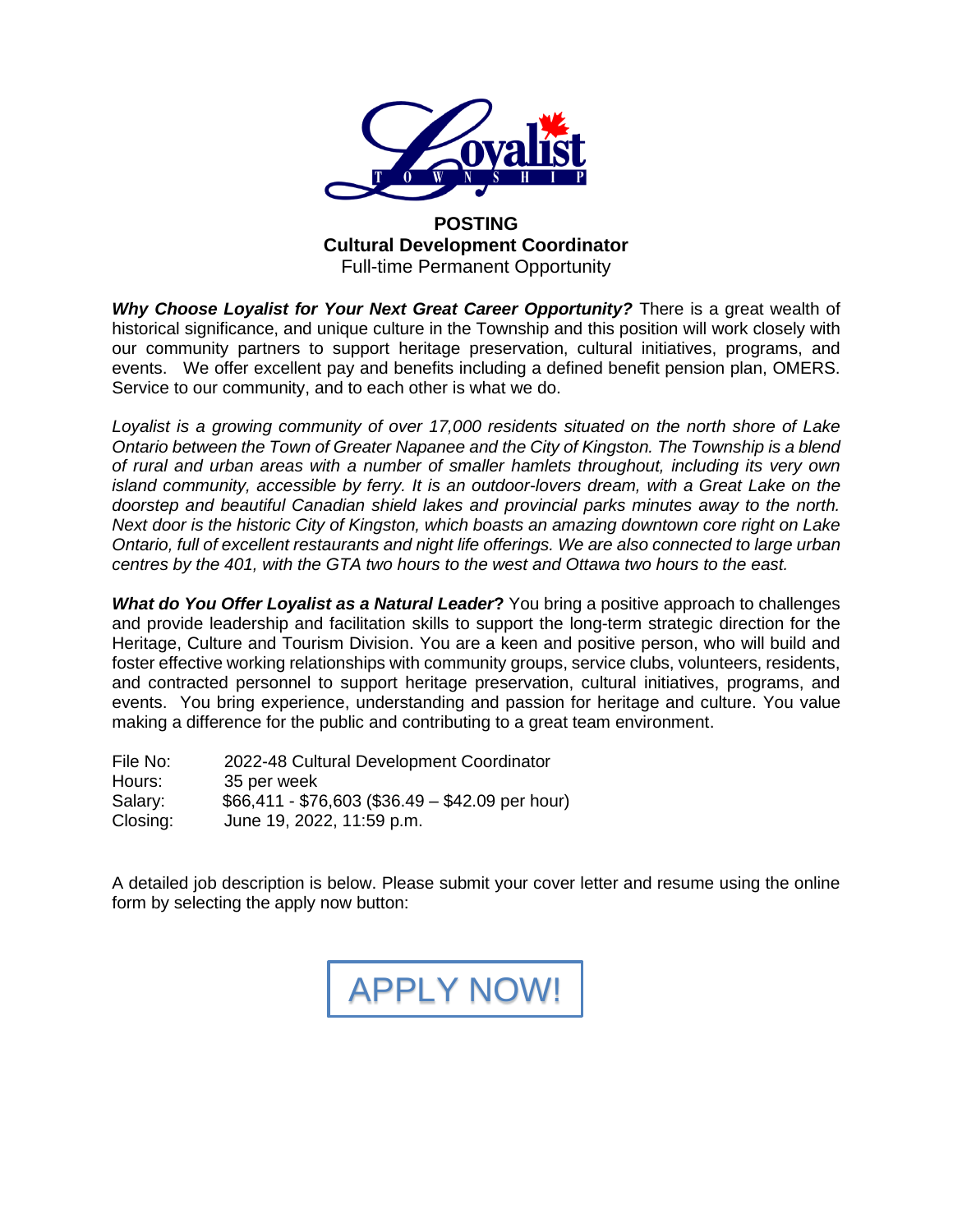**POSTING**
**Cultural Development Coordinator**
Full-time Permanent Opportunity

***Why Choose Loyalist for Your Next Great Career Opportunity?*** There is a great wealth of historical significance, and unique culture in the Township and this position will work closely with our community partners to support heritage preservation, cultural initiatives, programs, and events. We offer excellent pay and benefits including a defined benefit pension plan, OMERS. Service to our community, and to each other is what we do.

*Loyalist is a growing community of over 17,000 residents situated on the north shore of Lake Ontario between the Town of Greater Napanee and the City of Kingston. The Township is a blend of rural and urban areas with a number of smaller hamlets throughout, including its very own island community, accessible by ferry. It is an outdoor-lovers dream, with a Great Lake on the doorstep and beautiful Canadian shield lakes and provincial parks minutes away to the north. Next door is the historic City of Kingston, which boasts an amazing downtown core right on Lake Ontario, full of excellent restaurants and night life offerings. We are also connected to large urban centres by the 401, with the GTA two hours to the west and Ottawa two hours to the east.*

***What do You Offer Loyalist as a Natural Leader*?** You bring a positive approach to challenges and provide leadership and facilitation skills to support the long-term strategic direction for the Heritage, Culture and Tourism Division. You are a keen and positive person, who will build and foster effective working relationships with community groups, service clubs, volunteers, residents, and contracted personnel to support heritage preservation, cultural initiatives, programs, and events. You bring experience, understanding and passion for heritage and culture. You value making a difference for the public and contributing to a great team environment.

File No: 2022-48 Cultural Development Coordinator
Hours: 35 per week
Salary: $66,411 - $76,603 ($36.49 – $42.09 per hour)
Closing: June 19, 2022, 11:59 p.m.

A detailed job description is below. Please submit your cover letter and resume using the online form by selecting the apply now button:

APPLY NOW!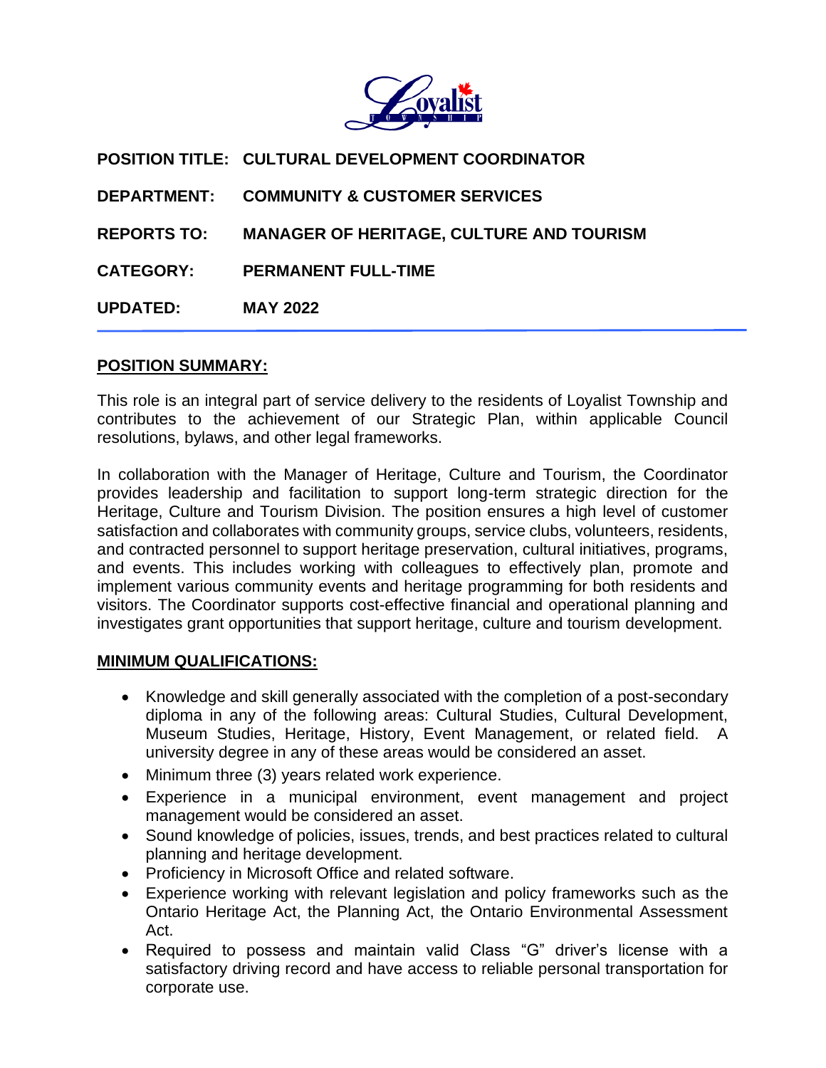**POSITION TITLE:** **CULTURAL DEVELOPMENT COORDINATOR**

**DEPARTMENT:** **COMMUNITY & CUSTOMER SERVICES**

**REPORTS TO:** **MANAGER OF HERITAGE, CULTURE AND TOURISM**

**CATEGORY:** **PERMANENT FULL-TIME**

**UPDATED:** **MAY 2022**

---

## POSITION SUMMARY:

This role is an integral part of service delivery to the residents of Loyalist Township and contributes to the achievement of our Strategic Plan, within applicable Council resolutions, bylaws, and other legal frameworks.

In collaboration with the Manager of Heritage, Culture and Tourism, the Coordinator provides leadership and facilitation to support long-term strategic direction for the Heritage, Culture and Tourism Division. The position ensures a high level of customer satisfaction and collaborates with community groups, service clubs, volunteers, residents, and contracted personnel to support heritage preservation, cultural initiatives, programs, and events. This includes working with colleagues to effectively plan, promote and implement various community events and heritage programming for both residents and visitors. The Coordinator supports cost-effective financial and operational planning and investigates grant opportunities that support heritage, culture and tourism development.

## MINIMUM QUALIFICATIONS:

- Knowledge and skill generally associated with the completion of a post-secondary diploma in any of the following areas: Cultural Studies, Cultural Development, Museum Studies, Heritage, History, Event Management, or related field. A university degree in any of these areas would be considered an asset.
- Minimum three (3) years related work experience.
- Experience in a municipal environment, event management and project management would be considered an asset.
- Sound knowledge of policies, issues, trends, and best practices related to cultural planning and heritage development.
- Proficiency in Microsoft Office and related software.
- Experience working with relevant legislation and policy frameworks such as the Ontario Heritage Act, the Planning Act, the Ontario Environmental Assessment Act.
- Required to possess and maintain valid Class "G" driver's license with a satisfactory driving record and have access to reliable personal transportation for corporate use.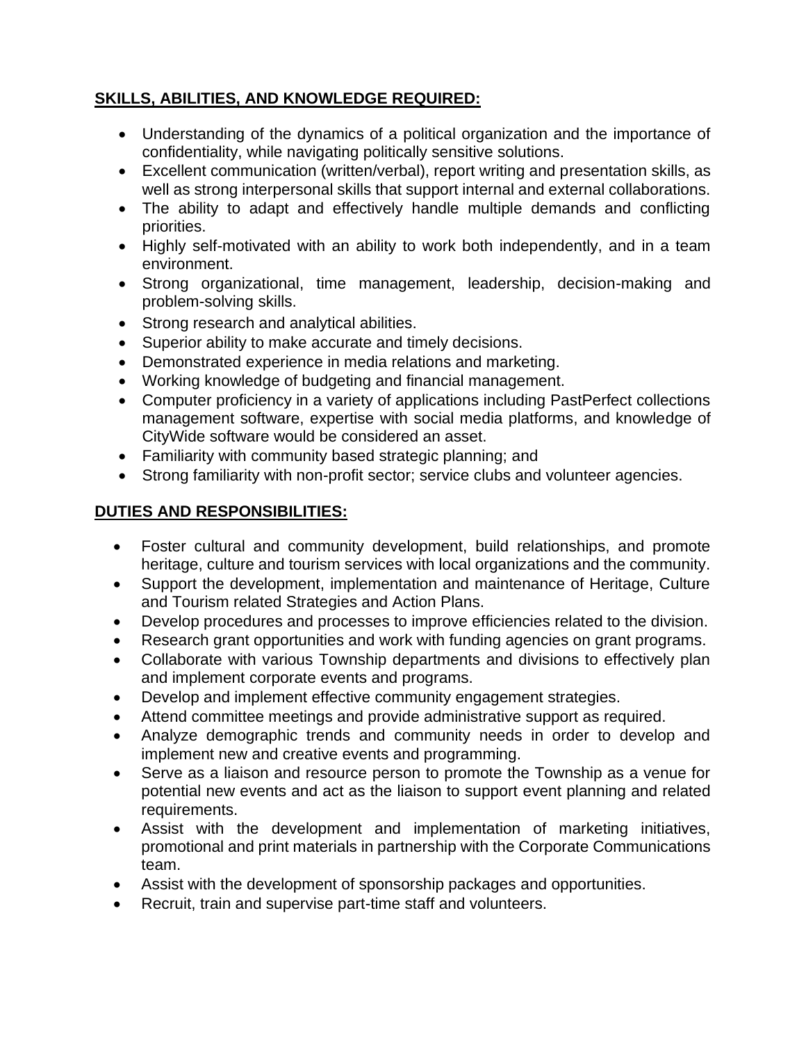**SKILLS, ABILITIES, AND KNOWLEDGE REQUIRED:**

- Understanding of the dynamics of a political organization and the importance of confidentiality, while navigating politically sensitive solutions.
- Excellent communication (written/verbal), report writing and presentation skills, as well as strong interpersonal skills that support internal and external collaborations.
- The ability to adapt and effectively handle multiple demands and conflicting priorities.
- Highly self-motivated with an ability to work both independently, and in a team environment.
- Strong organizational, time management, leadership, decision-making and problem-solving skills.
- Strong research and analytical abilities.
- Superior ability to make accurate and timely decisions.
- Demonstrated experience in media relations and marketing.
- Working knowledge of budgeting and financial management.
- Computer proficiency in a variety of applications including PastPerfect collections management software, expertise with social media platforms, and knowledge of CityWide software would be considered an asset.
- Familiarity with community based strategic planning; and
- Strong familiarity with non-profit sector; service clubs and volunteer agencies.

**DUTIES AND RESPONSIBILITIES:**

- Foster cultural and community development, build relationships, and promote heritage, culture and tourism services with local organizations and the community.
- Support the development, implementation and maintenance of Heritage, Culture and Tourism related Strategies and Action Plans.
- Develop procedures and processes to improve efficiencies related to the division.
- Research grant opportunities and work with funding agencies on grant programs.
- Collaborate with various Township departments and divisions to effectively plan and implement corporate events and programs.
- Develop and implement effective community engagement strategies.
- Attend committee meetings and provide administrative support as required.
- Analyze demographic trends and community needs in order to develop and implement new and creative events and programming.
- Serve as a liaison and resource person to promote the Township as a venue for potential new events and act as the liaison to support event planning and related requirements.
- Assist with the development and implementation of marketing initiatives, promotional and print materials in partnership with the Corporate Communications team.
- Assist with the development of sponsorship packages and opportunities.
- Recruit, train and supervise part-time staff and volunteers.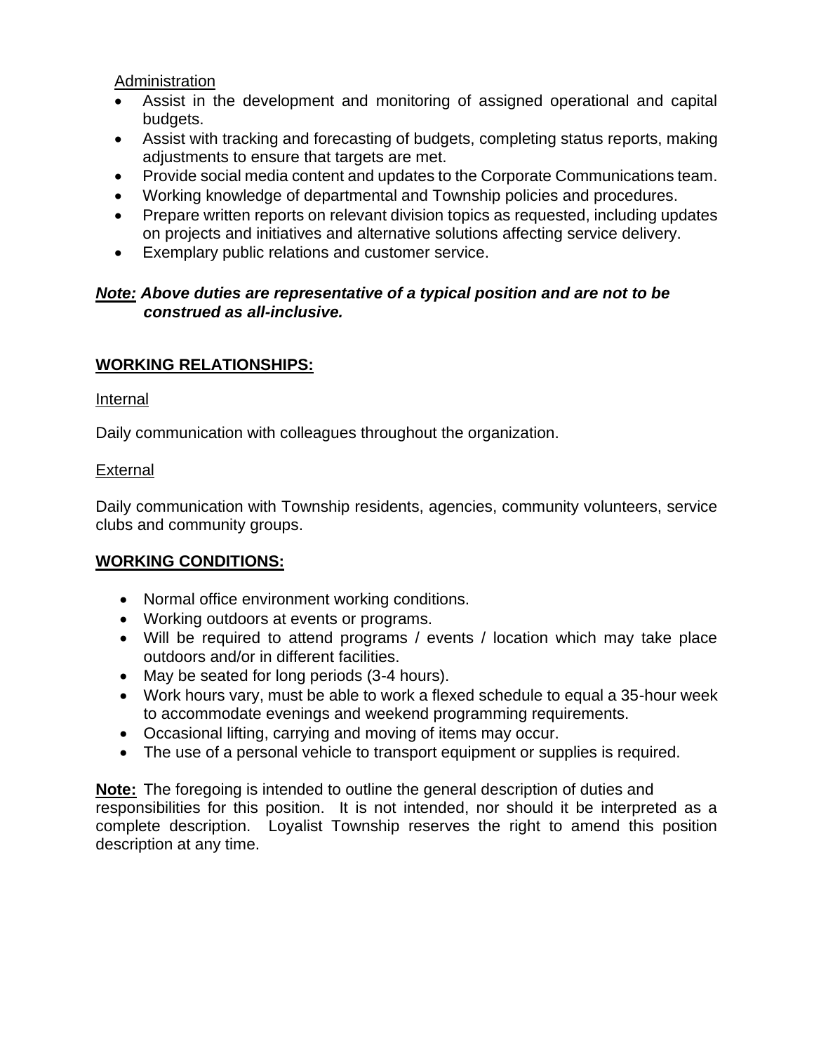Administration

- Assist in the development and monitoring of assigned operational and capital budgets.
- Assist with tracking and forecasting of budgets, completing status reports, making adjustments to ensure that targets are met.
- Provide social media content and updates to the Corporate Communications team.
- Working knowledge of departmental and Township policies and procedures.
- Prepare written reports on relevant division topics as requested, including updates on projects and initiatives and alternative solutions affecting service delivery.
- Exemplary public relations and customer service.

***Note:* Above duties are representative of a typical position and are not to be construed as all-inclusive.**

## WORKING RELATIONSHIPS:

Internal

Daily communication with colleagues throughout the organization.

External

Daily communication with Township residents, agencies, community volunteers, service clubs and community groups.

## WORKING CONDITIONS:

- Normal office environment working conditions.
- Working outdoors at events or programs.
- Will be required to attend programs / events / location which may take place outdoors and/or in different facilities.
- May be seated for long periods (3-4 hours).
- Work hours vary, must be able to work a flexed schedule to equal a 35-hour week to accommodate evenings and weekend programming requirements.
- Occasional lifting, carrying and moving of items may occur.
- The use of a personal vehicle to transport equipment or supplies is required.

**Note:** The foregoing is intended to outline the general description of duties and responsibilities for this position. It is not intended, nor should it be interpreted as a complete description. Loyalist Township reserves the right to amend this position description at any time.